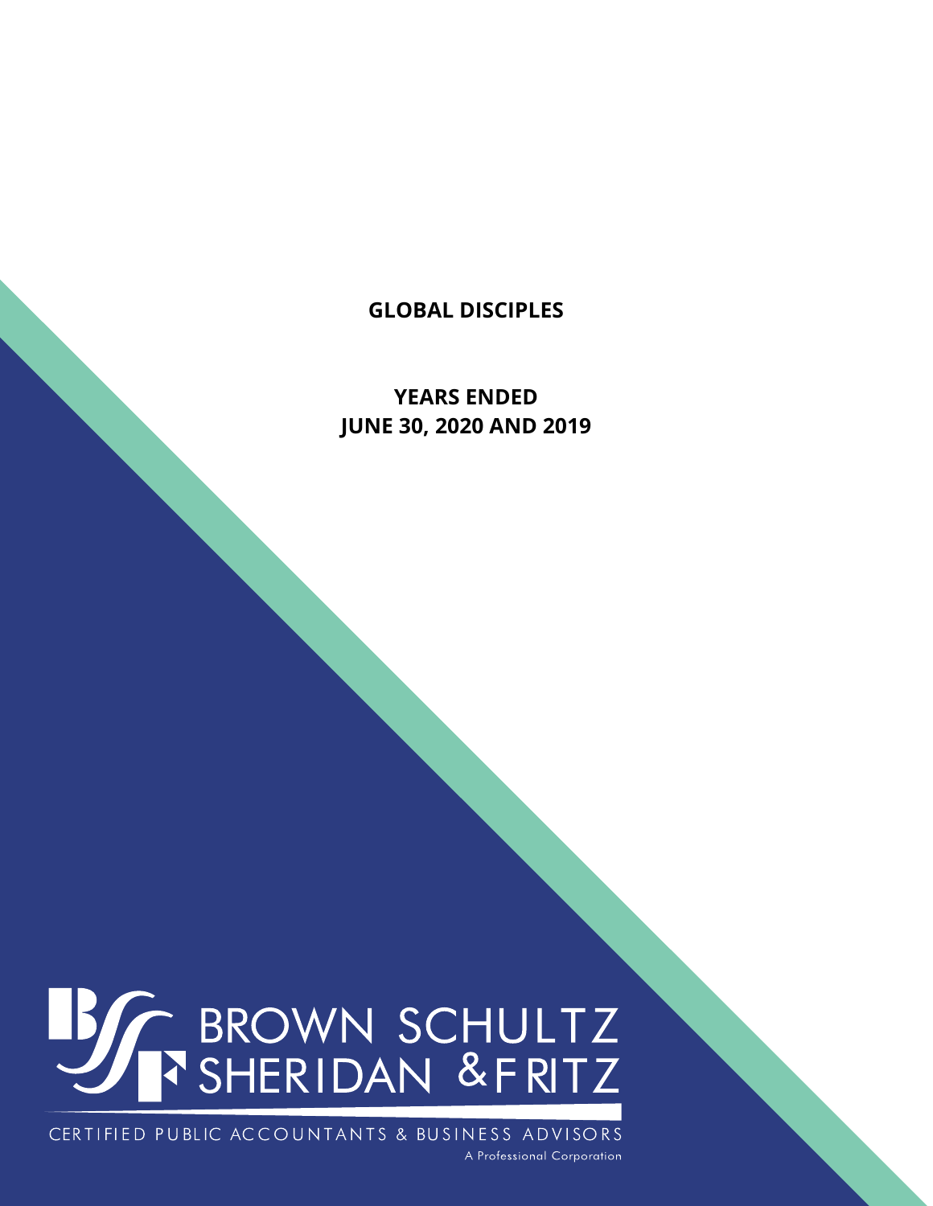# GLOBAL DISCIPLES

## YEARS ENDED
## JUNE 30, 2020 AND 2019

BROWN SCHULTZ SHERIDAN & FRITZ

CERTIFIED PUBLIC ACCOUNTANTS & BUSINESS ADVISORS

A Professional Corporation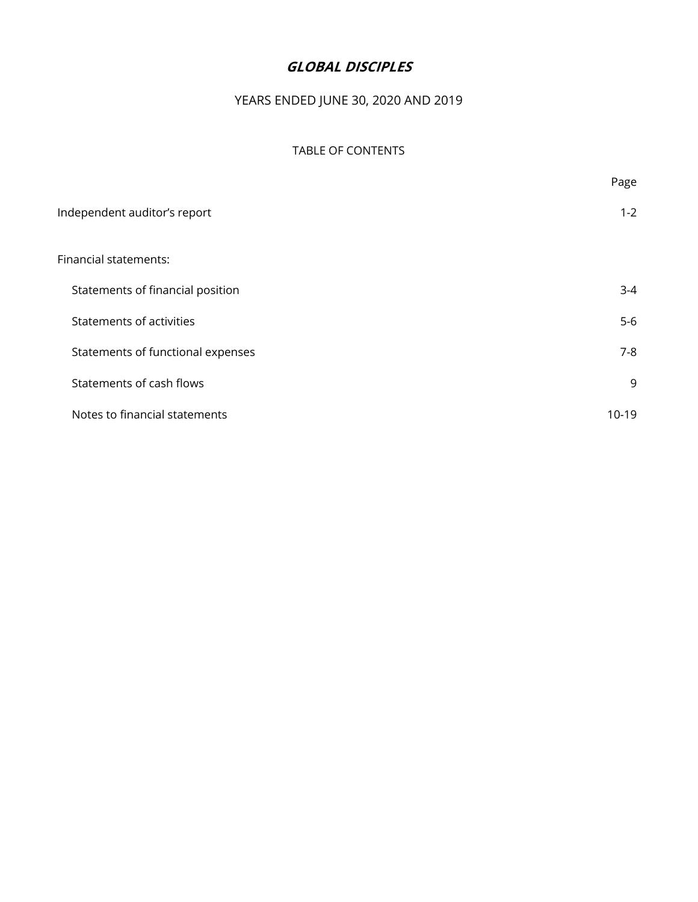# *GLOBAL DISCIPLES*

YEARS ENDED JUNE 30, 2020 AND 2019

TABLE OF CONTENTS

| | Page |
|---|---|
| Independent auditor’s report | 1-2 |
| Financial statements: | |
| Statements of financial position | 3-4 |
| Statements of activities | 5-6 |
| Statements of functional expenses | 7-8 |
| Statements of cash flows | 9 |
| Notes to financial statements | 10-19 |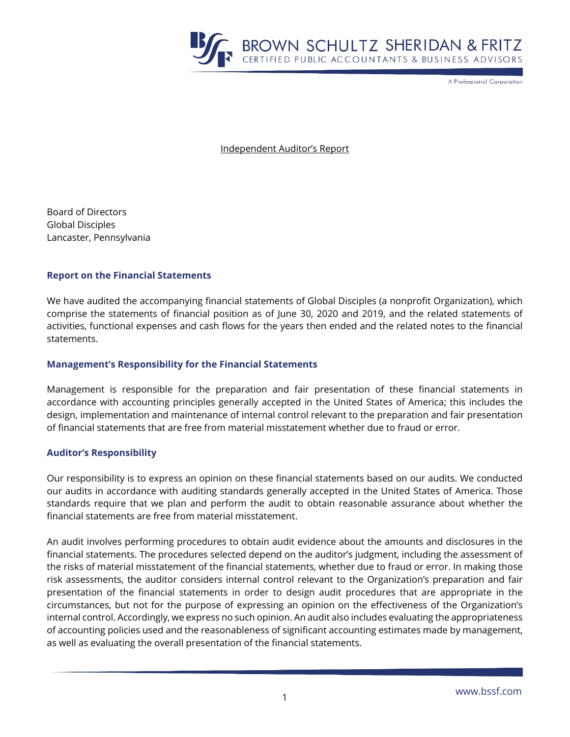BROWN SCHULTZ SHERIDAN & FRITZ
CERTIFIED PUBLIC ACCOUNTANTS & BUSINESS ADVISORS

A Professional Corporation

Independent Auditor's Report

Board of Directors
Global Disciples
Lancaster, Pennsylvania

## Report on the Financial Statements

We have audited the accompanying financial statements of Global Disciples (a nonprofit Organization), which comprise the statements of financial position as of June 30, 2020 and 2019, and the related statements of activities, functional expenses and cash flows for the years then ended and the related notes to the financial statements.

## Management's Responsibility for the Financial Statements

Management is responsible for the preparation and fair presentation of these financial statements in accordance with accounting principles generally accepted in the United States of America; this includes the design, implementation and maintenance of internal control relevant to the preparation and fair presentation of financial statements that are free from material misstatement whether due to fraud or error.

## Auditor's Responsibility

Our responsibility is to express an opinion on these financial statements based on our audits. We conducted our audits in accordance with auditing standards generally accepted in the United States of America. Those standards require that we plan and perform the audit to obtain reasonable assurance about whether the financial statements are free from material misstatement.

An audit involves performing procedures to obtain audit evidence about the amounts and disclosures in the financial statements. The procedures selected depend on the auditor's judgment, including the assessment of the risks of material misstatement of the financial statements, whether due to fraud or error. In making those risk assessments, the auditor considers internal control relevant to the Organization's preparation and fair presentation of the financial statements in order to design audit procedures that are appropriate in the circumstances, but not for the purpose of expressing an opinion on the effectiveness of the Organization's internal control. Accordingly, we express no such opinion. An audit also includes evaluating the appropriateness of accounting policies used and the reasonableness of significant accounting estimates made by management, as well as evaluating the overall presentation of the financial statements.

www.bssf.com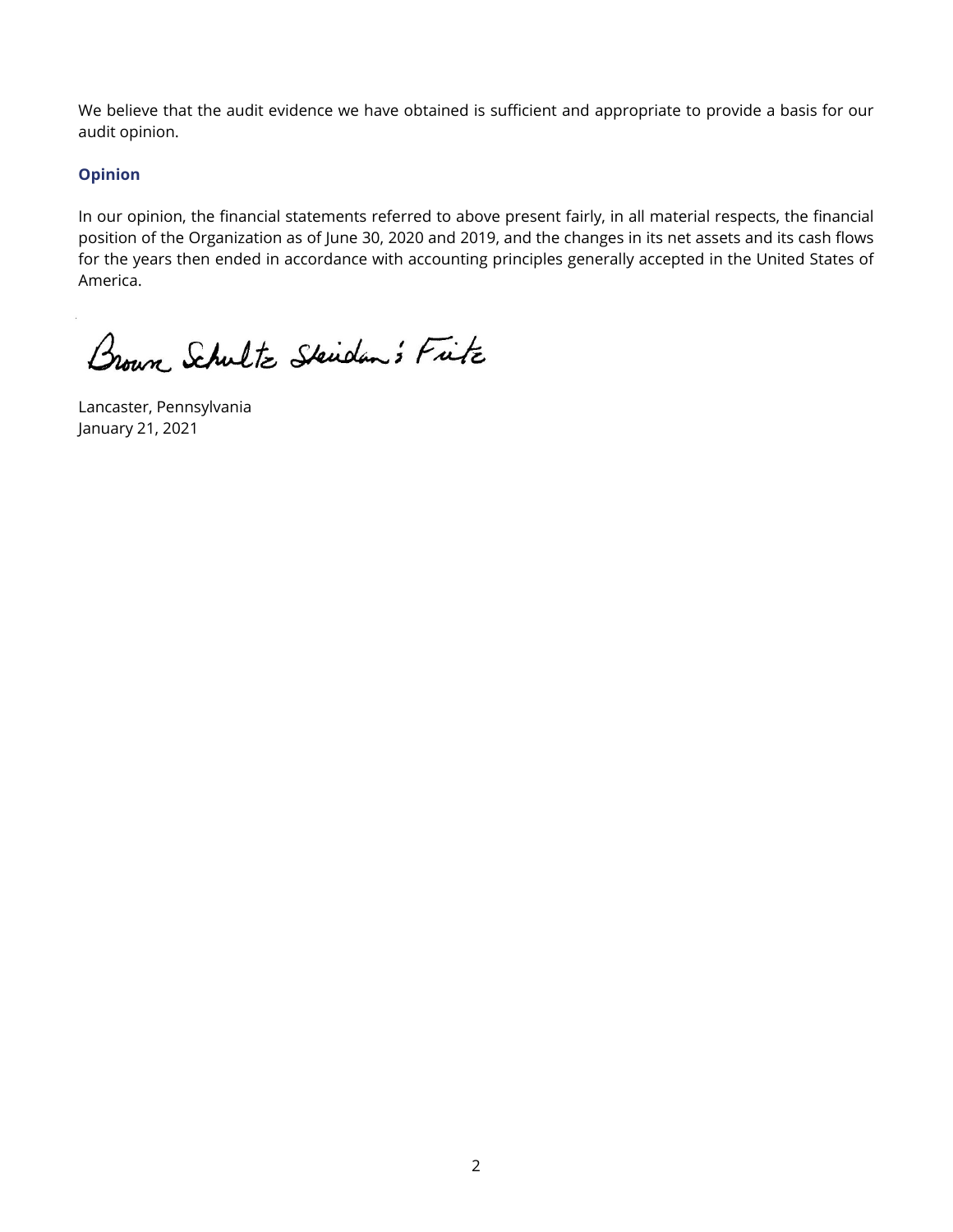We believe that the audit evidence we have obtained is sufficient and appropriate to provide a basis for our audit opinion.

### Opinion

In our opinion, the financial statements referred to above present fairly, in all material respects, the financial position of the Organization as of June 30, 2020 and 2019, and the changes in its net assets and its cash flows for the years then ended in accordance with accounting principles generally accepted in the United States of America.

Brown Schultz Sheridan & Fritz

Lancaster, Pennsylvania
January 21, 2021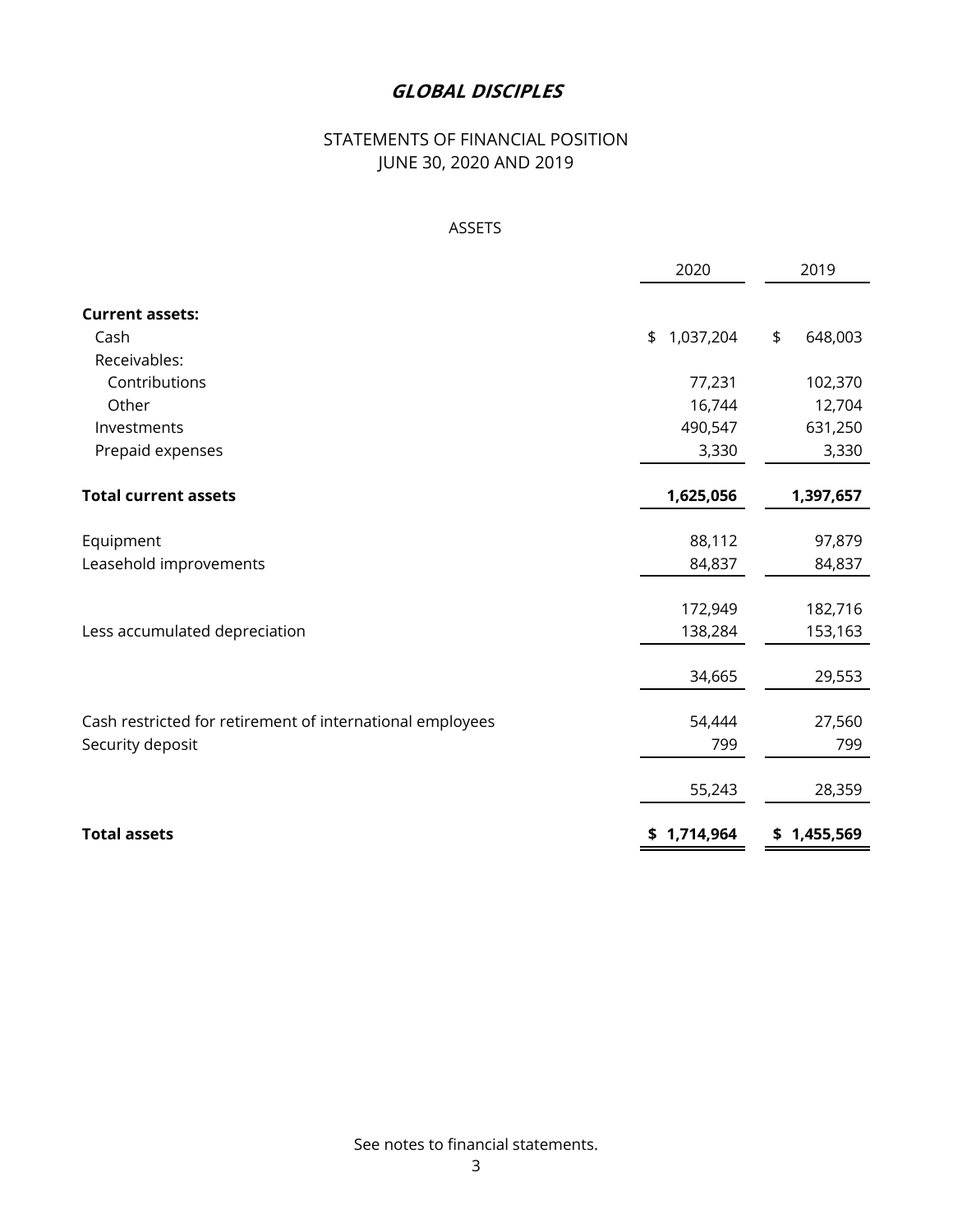# *GLOBAL DISCIPLES*

## STATEMENTS OF FINANCIAL POSITION
## JUNE 30, 2020 AND 2019

### ASSETS

| | 2020 | 2019 |
|---|---|---|
| **Current assets:** | | |
| Cash | $ 1,037,204 | $ 648,003 |
| Receivables: | | |
| Contributions | 77,231 | 102,370 |
| Other | 16,744 | 12,704 |
| Investments | 490,547 | 631,250 |
| Prepaid expenses | 3,330 | 3,330 |
| **Total current assets** | **1,625,056** | **1,397,657** |
| Equipment | 88,112 | 97,879 |
| Leasehold improvements | 84,837 | 84,837 |
| | 172,949 | 182,716 |
| Less accumulated depreciation | 138,284 | 153,163 |
| | 34,665 | 29,553 |
| Cash restricted for retirement of international employees | 54,444 | 27,560 |
| Security deposit | 799 | 799 |
| | 55,243 | 28,359 |
| **Total assets** | **$ 1,714,964** | **$ 1,455,569** |

See notes to financial statements.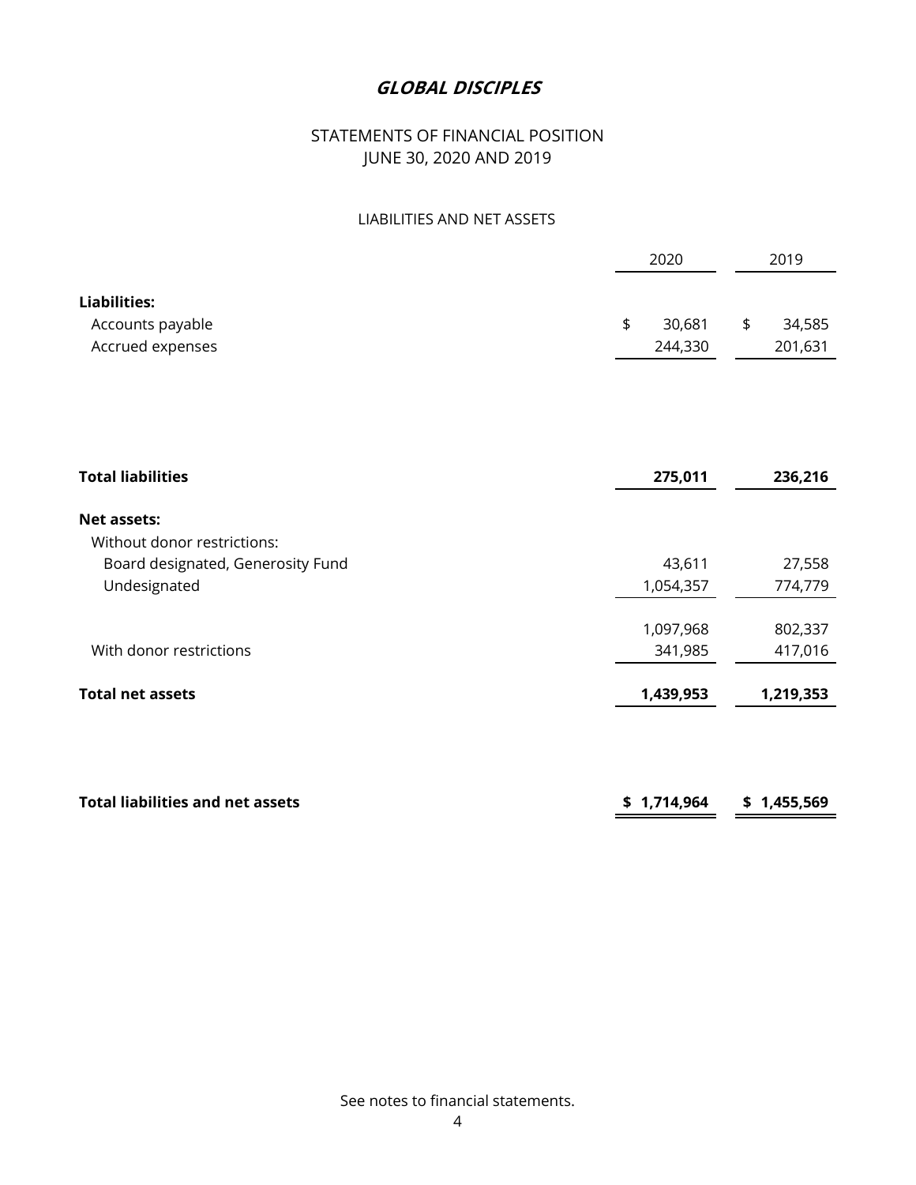# *GLOBAL DISCIPLES*

## STATEMENTS OF FINANCIAL POSITION
## JUNE 30, 2020 AND 2019

### LIABILITIES AND NET ASSETS

| | 2020 | 2019 |
|---|---|---|
| **Liabilities:** | | |
| Accounts payable | $ 30,681 | $ 34,585 |
| Accrued expenses | 244,330 | 201,631 |
| **Total liabilities** | **275,011** | **236,216** |
| **Net assets:** | | |
| Without donor restrictions: | | |
| Board designated, Generosity Fund | 43,611 | 27,558 |
| Undesignated | 1,054,357 | 774,779 |
| | 1,097,968 | 802,337 |
| With donor restrictions | 341,985 | 417,016 |
| **Total net assets** | **1,439,953** | **1,219,353** |
| **Total liabilities and net assets** | **$ 1,714,964** | **$ 1,455,569** |

See notes to financial statements.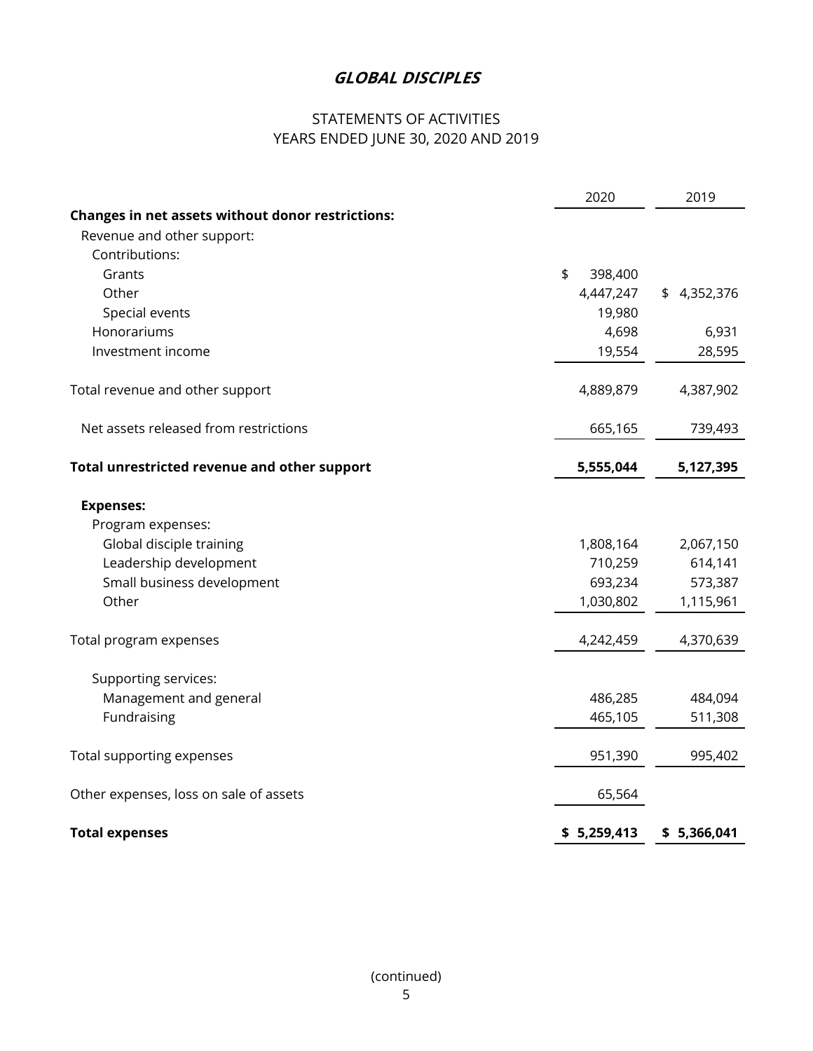# GLOBAL DISCIPLES

## STATEMENTS OF ACTIVITIES
## YEARS ENDED JUNE 30, 2020 AND 2019

| | 2020 | 2019 |
|---|---|---|
| **Changes in net assets without donor restrictions:** | | |
| Revenue and other support: | | |
| Contributions: | | |
| Grants | $ 398,400 | |
| Other | 4,447,247 | $ 4,352,376 |
| Special events | 19,980 | |
| Honorariums | 4,698 | 6,931 |
| Investment income | 19,554 | 28,595 |
| Total revenue and other support | 4,889,879 | 4,387,902 |
| Net assets released from restrictions | 665,165 | 739,493 |
| **Total unrestricted revenue and other support** | **5,555,044** | **5,127,395** |
| **Expenses:** | | |
| Program expenses: | | |
| Global disciple training | 1,808,164 | 2,067,150 |
| Leadership development | 710,259 | 614,141 |
| Small business development | 693,234 | 573,387 |
| Other | 1,030,802 | 1,115,961 |
| Total program expenses | 4,242,459 | 4,370,639 |
| Supporting services: | | |
| Management and general | 486,285 | 484,094 |
| Fundraising | 465,105 | 511,308 |
| Total supporting expenses | 951,390 | 995,402 |
| Other expenses, loss on sale of assets | 65,564 | |
| **Total expenses** | **$ 5,259,413** | **$ 5,366,041** |

(continued)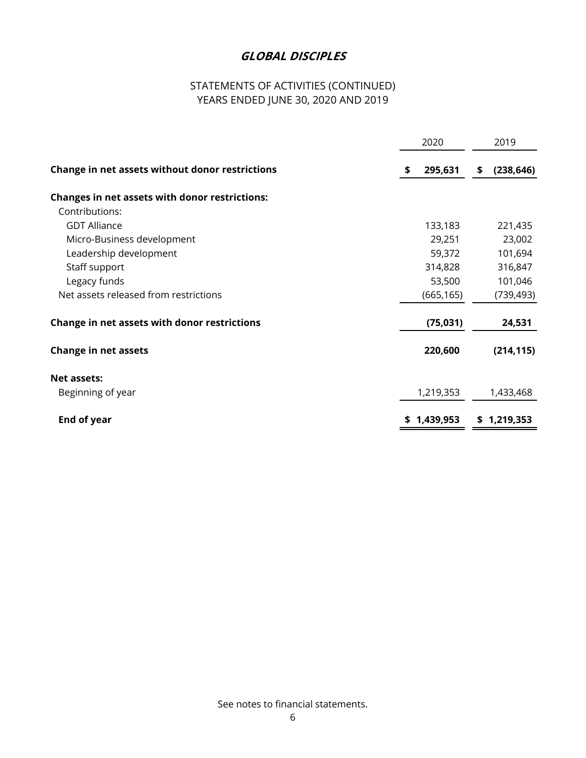# GLOBAL DISCIPLES

STATEMENTS OF ACTIVITIES (CONTINUED)
YEARS ENDED JUNE 30, 2020 AND 2019

| | 2020 | 2019 |
|---|---|---|
| **Change in net assets without donor restrictions** | **$ 295,631** | **$ (238,646)** |
| **Changes in net assets with donor restrictions:** | | |
| Contributions: | | |
| GDT Alliance | 133,183 | 221,435 |
| Micro-Business development | 29,251 | 23,002 |
| Leadership development | 59,372 | 101,694 |
| Staff support | 314,828 | 316,847 |
| Legacy funds | 53,500 | 101,046 |
| Net assets released from restrictions | (665,165) | (739,493) |
| **Change in net assets with donor restrictions** | **(75,031)** | **24,531** |
| **Change in net assets** | **220,600** | **(214,115)** |
| **Net assets:** | | |
| Beginning of year | 1,219,353 | 1,433,468 |
| **End of year** | **$ 1,439,953** | **$ 1,219,353** |

See notes to financial statements.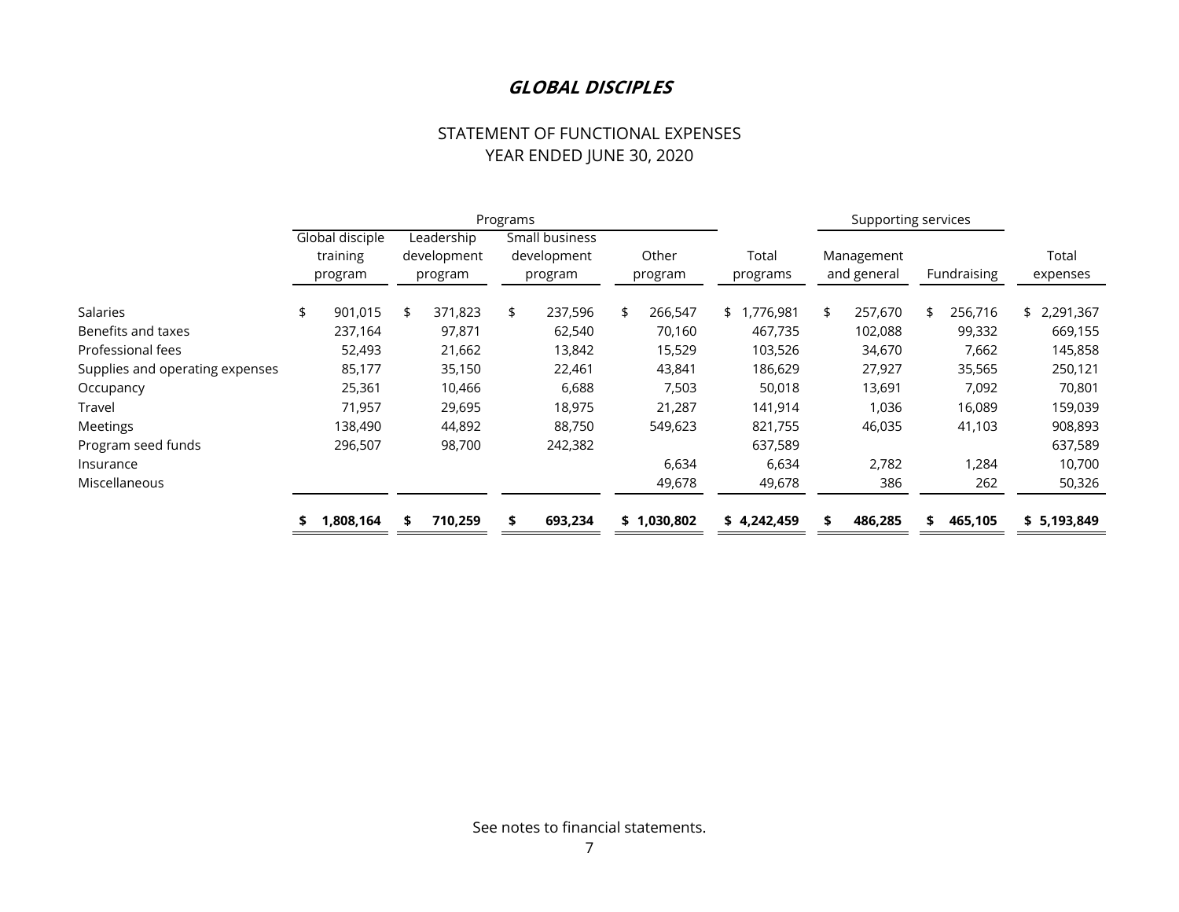# GLOBAL DISCIPLES

## STATEMENT OF FUNCTIONAL EXPENSES
## YEAR ENDED JUNE 30, 2020

| | Programs | | | | | Supporting services | | |
|---|---|---|---|---|---|---|---|---|
| | Global disciple training program | Leadership development program | Small business development program | Other program | Total programs | Management and general | Fundraising | Total expenses |
| Salaries | $ 901,015 | $ 371,823 | $ 237,596 | $ 266,547 | $ 1,776,981 | $ 257,670 | $ 256,716 | $ 2,291,367 |
| Benefits and taxes | 237,164 | 97,871 | 62,540 | 70,160 | 467,735 | 102,088 | 99,332 | 669,155 |
| Professional fees | 52,493 | 21,662 | 13,842 | 15,529 | 103,526 | 34,670 | 7,662 | 145,858 |
| Supplies and operating expenses | 85,177 | 35,150 | 22,461 | 43,841 | 186,629 | 27,927 | 35,565 | 250,121 |
| Occupancy | 25,361 | 10,466 | 6,688 | 7,503 | 50,018 | 13,691 | 7,092 | 70,801 |
| Travel | 71,957 | 29,695 | 18,975 | 21,287 | 141,914 | 1,036 | 16,089 | 159,039 |
| Meetings | 138,490 | 44,892 | 88,750 | 549,623 | 821,755 | 46,035 | 41,103 | 908,893 |
| Program seed funds | 296,507 | 98,700 | 242,382 | | 637,589 | | | 637,589 |
| Insurance | | | | 6,634 | 6,634 | 2,782 | 1,284 | 10,700 |
| Miscellaneous | | | | 49,678 | 49,678 | 386 | 262 | 50,326 |
| | **$ 1,808,164** | **$ 710,259** | **$ 693,234** | **$ 1,030,802** | **$ 4,242,459** | **$ 486,285** | **$ 465,105** | **$ 5,193,849** |

See notes to financial statements.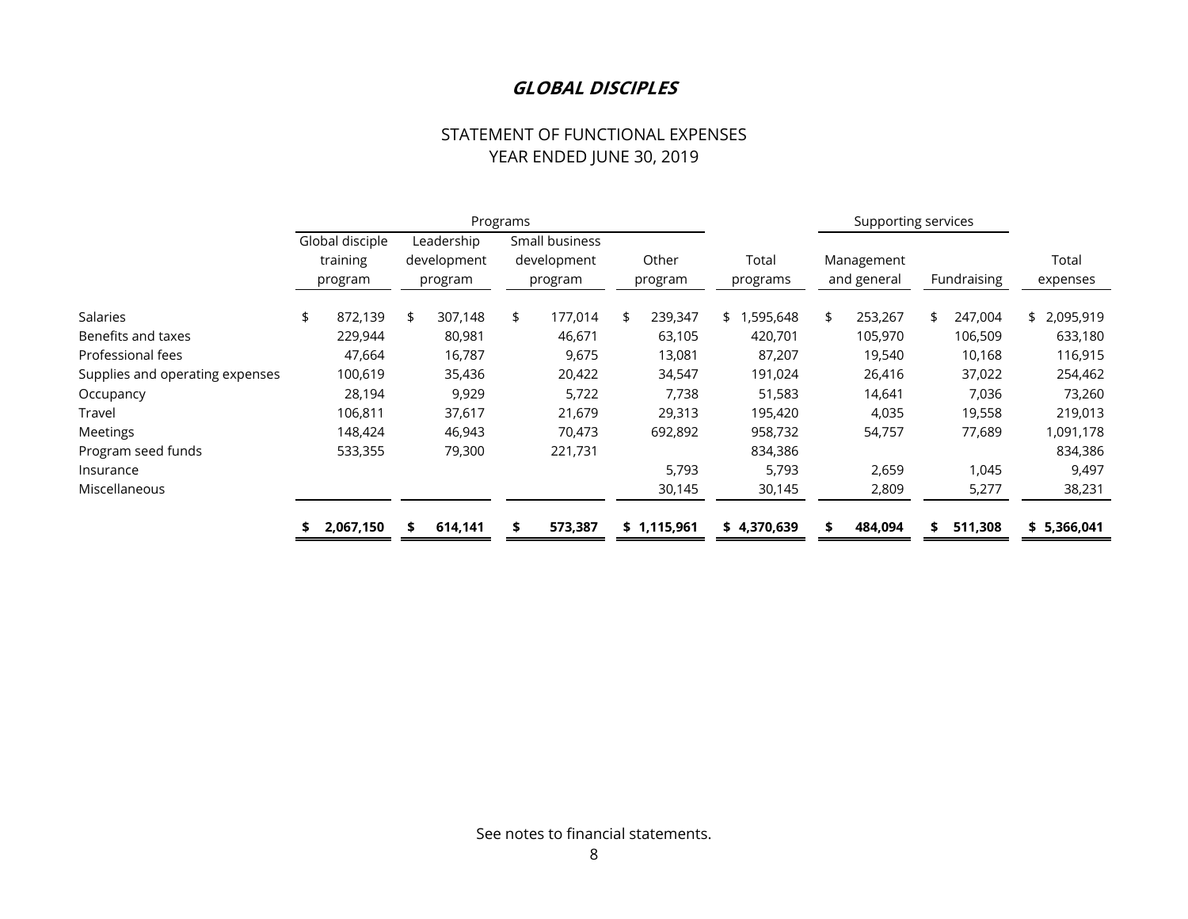# GLOBAL DISCIPLES

## STATEMENT OF FUNCTIONAL EXPENSES
## YEAR ENDED JUNE 30, 2019

| | Programs | | | | | Supporting services | | |
|---|---|---|---|---|---|---|---|---|
| | Global disciple training program | Leadership development program | Small business development program | Other program | Total programs | Management and general | Fundraising | Total expenses |
| Salaries | $ 872,139 | $ 307,148 | $ 177,014 | $ 239,347 | $ 1,595,648 | $ 253,267 | $ 247,004 | $ 2,095,919 |
| Benefits and taxes | 229,944 | 80,981 | 46,671 | 63,105 | 420,701 | 105,970 | 106,509 | 633,180 |
| Professional fees | 47,664 | 16,787 | 9,675 | 13,081 | 87,207 | 19,540 | 10,168 | 116,915 |
| Supplies and operating expenses | 100,619 | 35,436 | 20,422 | 34,547 | 191,024 | 26,416 | 37,022 | 254,462 |
| Occupancy | 28,194 | 9,929 | 5,722 | 7,738 | 51,583 | 14,641 | 7,036 | 73,260 |
| Travel | 106,811 | 37,617 | 21,679 | 29,313 | 195,420 | 4,035 | 19,558 | 219,013 |
| Meetings | 148,424 | 46,943 | 70,473 | 692,892 | 958,732 | 54,757 | 77,689 | 1,091,178 |
| Program seed funds | 533,355 | 79,300 | 221,731 | | 834,386 | | | 834,386 |
| Insurance | | | | 5,793 | 5,793 | 2,659 | 1,045 | 9,497 |
| Miscellaneous | | | | 30,145 | 30,145 | 2,809 | 5,277 | 38,231 |
| | **$ 2,067,150** | **$ 614,141** | **$ 573,387** | **$ 1,115,961** | **$ 4,370,639** | **$ 484,094** | **$ 511,308** | **$ 5,366,041** |

See notes to financial statements.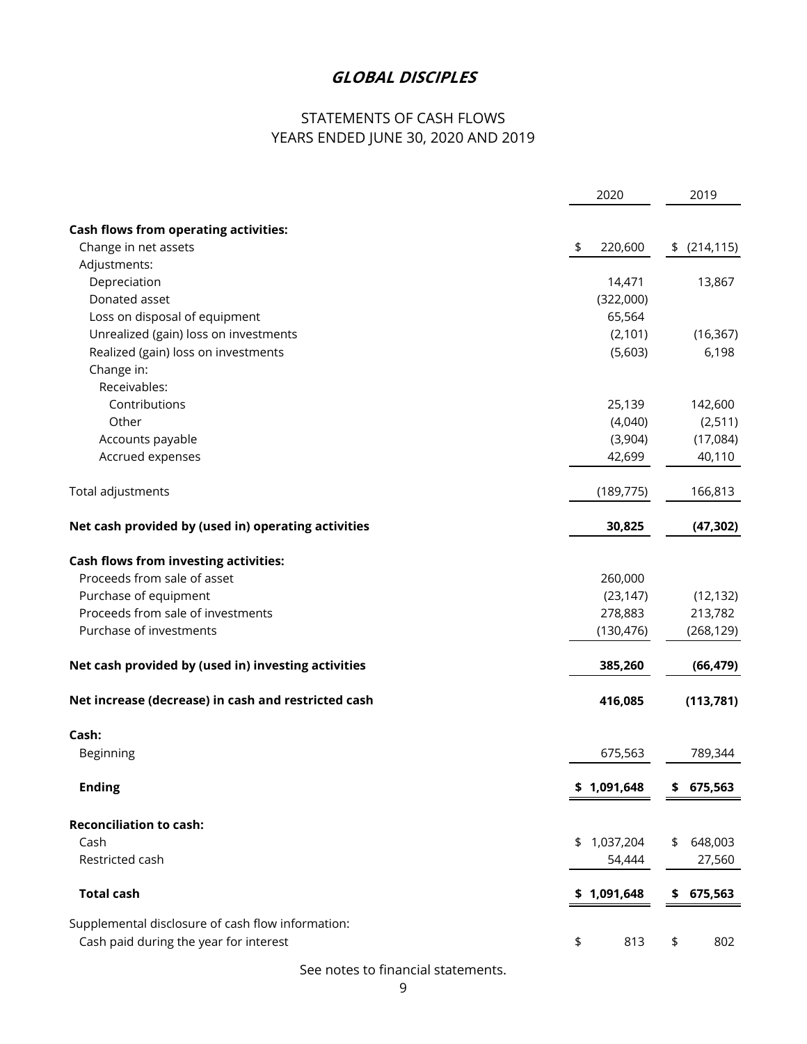# GLOBAL DISCIPLES

## STATEMENTS OF CASH FLOWS
## YEARS ENDED JUNE 30, 2020 AND 2019

| | 2020 | 2019 |
|---|---|---|
| **Cash flows from operating activities:** | | |
| Change in net assets | $ 220,600 | $ (214,115) |
| Adjustments: | | |
| Depreciation | 14,471 | 13,867 |
| Donated asset | (322,000) | |
| Loss on disposal of equipment | 65,564 | |
| Unrealized (gain) loss on investments | (2,101) | (16,367) |
| Realized (gain) loss on investments | (5,603) | 6,198 |
| Change in: | | |
| Receivables: | | |
| Contributions | 25,139 | 142,600 |
| Other | (4,040) | (2,511) |
| Accounts payable | (3,904) | (17,084) |
| Accrued expenses | 42,699 | 40,110 |
| Total adjustments | (189,775) | 166,813 |
| **Net cash provided by (used in) operating activities** | **30,825** | **(47,302)** |
| **Cash flows from investing activities:** | | |
| Proceeds from sale of asset | 260,000 | |
| Purchase of equipment | (23,147) | (12,132) |
| Proceeds from sale of investments | 278,883 | 213,782 |
| Purchase of investments | (130,476) | (268,129) |
| **Net cash provided by (used in) investing activities** | **385,260** | **(66,479)** |
| **Net increase (decrease) in cash and restricted cash** | **416,085** | **(113,781)** |
| **Cash:** | | |
| Beginning | 675,563 | 789,344 |
| **Ending** | **$ 1,091,648** | **$ 675,563** |
| **Reconciliation to cash:** | | |
| Cash | $ 1,037,204 | $ 648,003 |
| Restricted cash | 54,444 | 27,560 |
| **Total cash** | **$ 1,091,648** | **$ 675,563** |
| Supplemental disclosure of cash flow information: | | |
| Cash paid during the year for interest | $ 813 | $ 802 |

See notes to financial statements.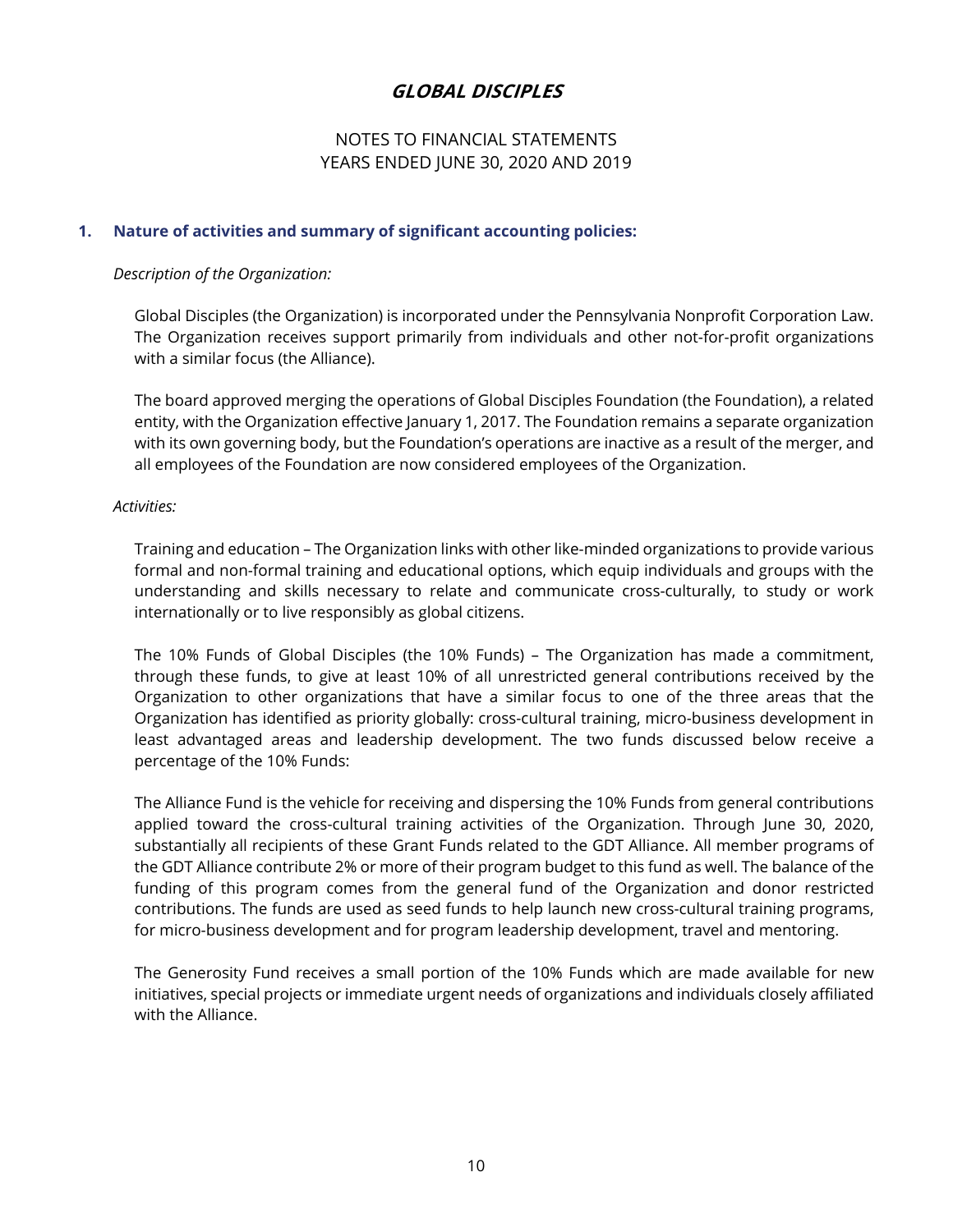# GLOBAL DISCIPLES

NOTES TO FINANCIAL STATEMENTS
YEARS ENDED JUNE 30, 2020 AND 2019

## 1. Nature of activities and summary of significant accounting policies:

*Description of the Organization:*

Global Disciples (the Organization) is incorporated under the Pennsylvania Nonprofit Corporation Law. The Organization receives support primarily from individuals and other not-for-profit organizations with a similar focus (the Alliance).

The board approved merging the operations of Global Disciples Foundation (the Foundation), a related entity, with the Organization effective January 1, 2017. The Foundation remains a separate organization with its own governing body, but the Foundation's operations are inactive as a result of the merger, and all employees of the Foundation are now considered employees of the Organization.

*Activities:*

Training and education – The Organization links with other like-minded organizations to provide various formal and non-formal training and educational options, which equip individuals and groups with the understanding and skills necessary to relate and communicate cross-culturally, to study or work internationally or to live responsibly as global citizens.

The 10% Funds of Global Disciples (the 10% Funds) – The Organization has made a commitment, through these funds, to give at least 10% of all unrestricted general contributions received by the Organization to other organizations that have a similar focus to one of the three areas that the Organization has identified as priority globally: cross-cultural training, micro-business development in least advantaged areas and leadership development. The two funds discussed below receive a percentage of the 10% Funds:

The Alliance Fund is the vehicle for receiving and dispersing the 10% Funds from general contributions applied toward the cross-cultural training activities of the Organization. Through June 30, 2020, substantially all recipients of these Grant Funds related to the GDT Alliance. All member programs of the GDT Alliance contribute 2% or more of their program budget to this fund as well. The balance of the funding of this program comes from the general fund of the Organization and donor restricted contributions. The funds are used as seed funds to help launch new cross-cultural training programs, for micro-business development and for program leadership development, travel and mentoring.

The Generosity Fund receives a small portion of the 10% Funds which are made available for new initiatives, special projects or immediate urgent needs of organizations and individuals closely affiliated with the Alliance.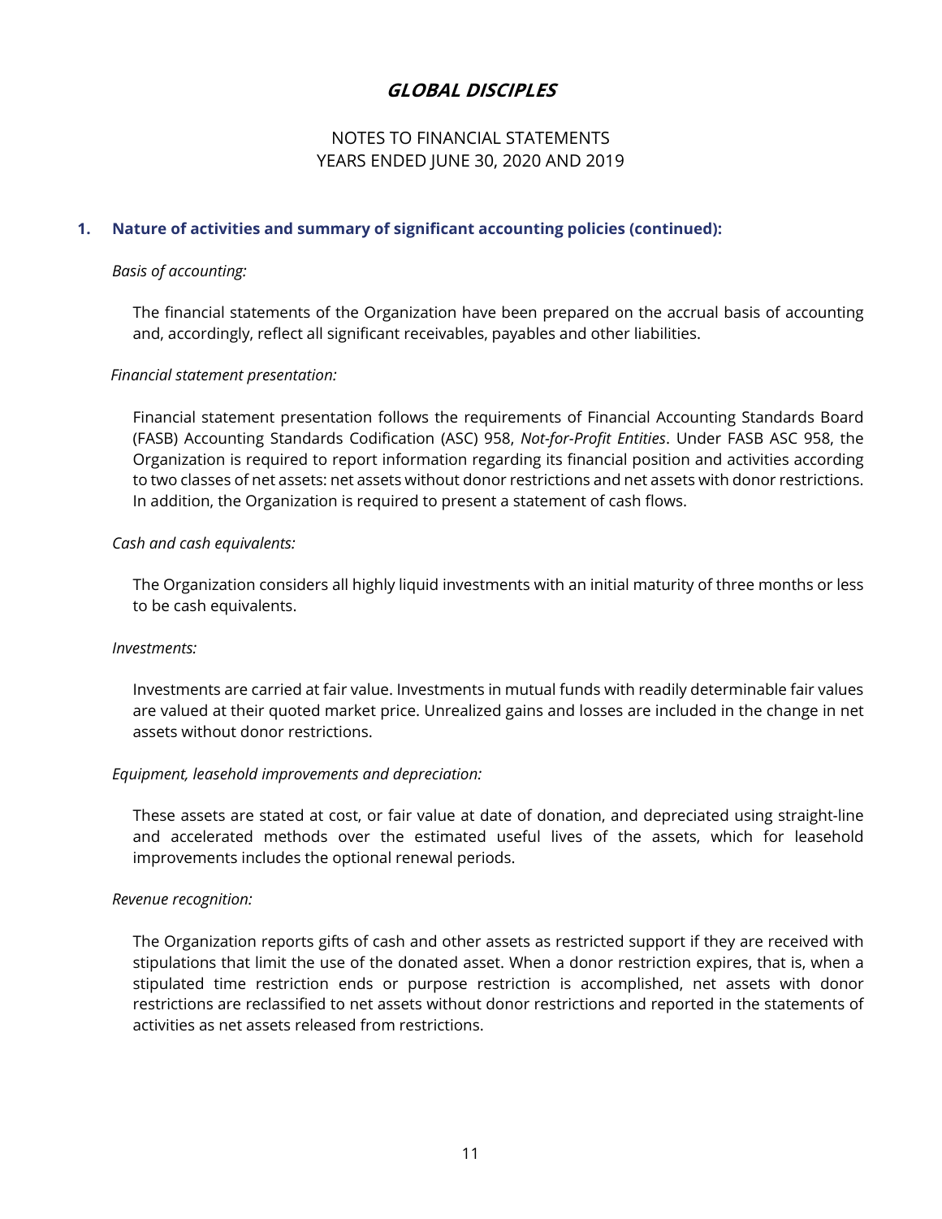# GLOBAL DISCIPLES

NOTES TO FINANCIAL STATEMENTS
YEARS ENDED JUNE 30, 2020 AND 2019

## 1. Nature of activities and summary of significant accounting policies (continued):

*Basis of accounting:*

The financial statements of the Organization have been prepared on the accrual basis of accounting and, accordingly, reflect all significant receivables, payables and other liabilities.

*Financial statement presentation:*

Financial statement presentation follows the requirements of Financial Accounting Standards Board (FASB) Accounting Standards Codification (ASC) 958, *Not-for-Profit Entities*. Under FASB ASC 958, the Organization is required to report information regarding its financial position and activities according to two classes of net assets: net assets without donor restrictions and net assets with donor restrictions. In addition, the Organization is required to present a statement of cash flows.

*Cash and cash equivalents:*

The Organization considers all highly liquid investments with an initial maturity of three months or less to be cash equivalents.

*Investments:*

Investments are carried at fair value. Investments in mutual funds with readily determinable fair values are valued at their quoted market price. Unrealized gains and losses are included in the change in net assets without donor restrictions.

*Equipment, leasehold improvements and depreciation:*

These assets are stated at cost, or fair value at date of donation, and depreciated using straight-line and accelerated methods over the estimated useful lives of the assets, which for leasehold improvements includes the optional renewal periods.

*Revenue recognition:*

The Organization reports gifts of cash and other assets as restricted support if they are received with stipulations that limit the use of the donated asset. When a donor restriction expires, that is, when a stipulated time restriction ends or purpose restriction is accomplished, net assets with donor restrictions are reclassified to net assets without donor restrictions and reported in the statements of activities as net assets released from restrictions.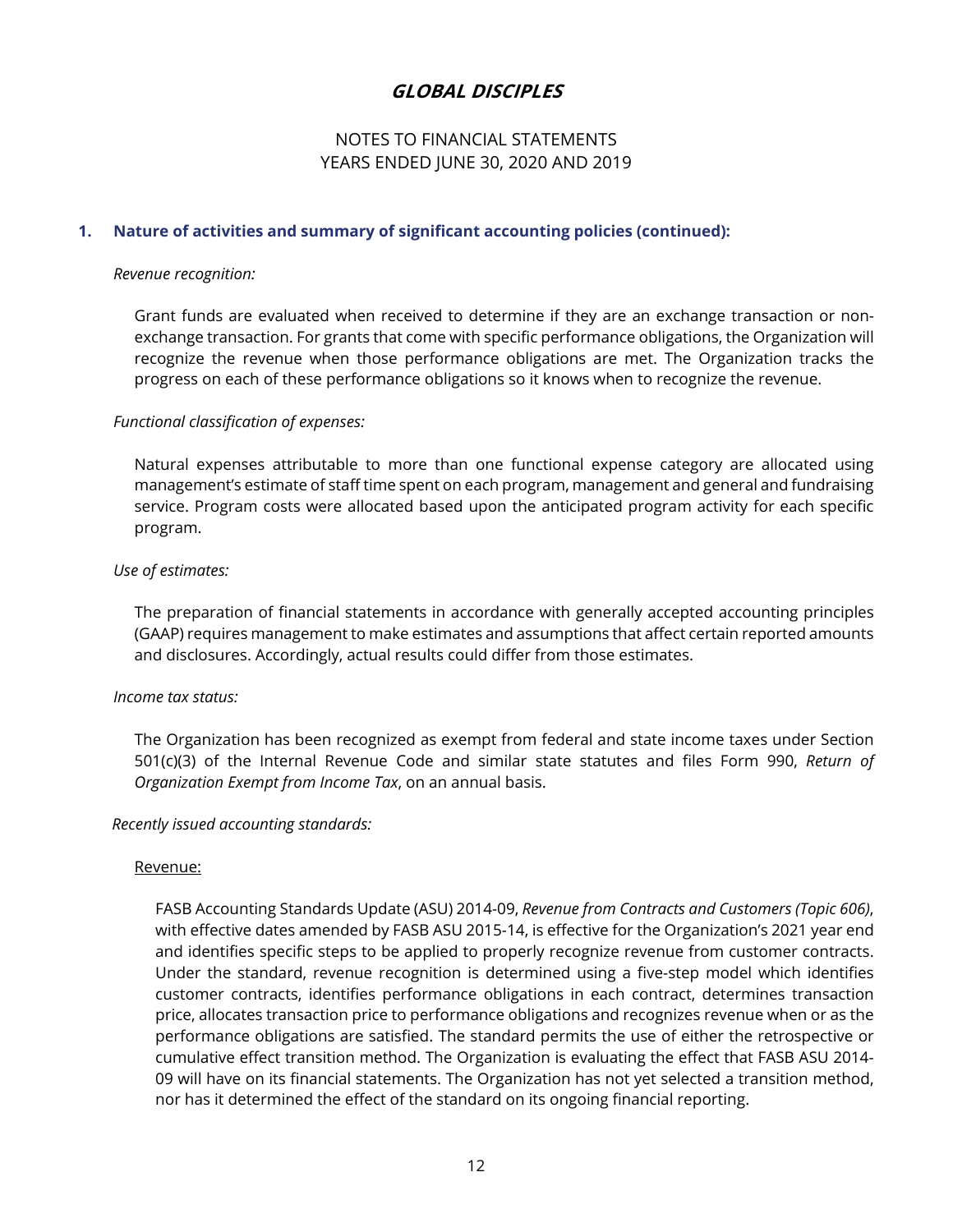# GLOBAL DISCIPLES

NOTES TO FINANCIAL STATEMENTS
YEARS ENDED JUNE 30, 2020 AND 2019

## 1. Nature of activities and summary of significant accounting policies (continued):

*Revenue recognition:*

Grant funds are evaluated when received to determine if they are an exchange transaction or non-exchange transaction. For grants that come with specific performance obligations, the Organization will recognize the revenue when those performance obligations are met. The Organization tracks the progress on each of these performance obligations so it knows when to recognize the revenue.

*Functional classification of expenses:*

Natural expenses attributable to more than one functional expense category are allocated using management's estimate of staff time spent on each program, management and general and fundraising service. Program costs were allocated based upon the anticipated program activity for each specific program.

*Use of estimates:*

The preparation of financial statements in accordance with generally accepted accounting principles (GAAP) requires management to make estimates and assumptions that affect certain reported amounts and disclosures. Accordingly, actual results could differ from those estimates.

*Income tax status:*

The Organization has been recognized as exempt from federal and state income taxes under Section 501(c)(3) of the Internal Revenue Code and similar state statutes and files Form 990, *Return of Organization Exempt from Income Tax*, on an annual basis.

*Recently issued accounting standards:*

Revenue:

FASB Accounting Standards Update (ASU) 2014-09, *Revenue from Contracts and Customers (Topic 606)*, with effective dates amended by FASB ASU 2015-14, is effective for the Organization's 2021 year end and identifies specific steps to be applied to properly recognize revenue from customer contracts. Under the standard, revenue recognition is determined using a five-step model which identifies customer contracts, identifies performance obligations in each contract, determines transaction price, allocates transaction price to performance obligations and recognizes revenue when or as the performance obligations are satisfied. The standard permits the use of either the retrospective or cumulative effect transition method. The Organization is evaluating the effect that FASB ASU 2014-09 will have on its financial statements. The Organization has not yet selected a transition method, nor has it determined the effect of the standard on its ongoing financial reporting.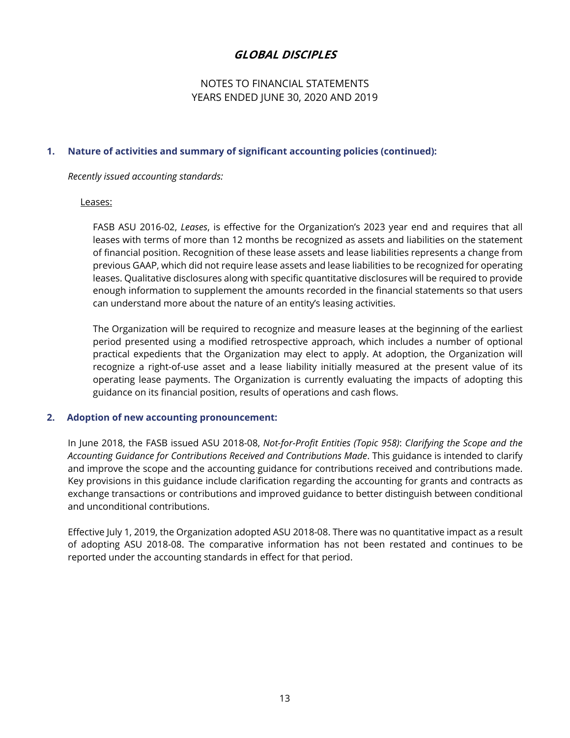# GLOBAL DISCIPLES

NOTES TO FINANCIAL STATEMENTS
YEARS ENDED JUNE 30, 2020 AND 2019

## 1. Nature of activities and summary of significant accounting policies (continued):

*Recently issued accounting standards:*

Leases:

FASB ASU 2016-02, *Leases*, is effective for the Organization's 2023 year end and requires that all leases with terms of more than 12 months be recognized as assets and liabilities on the statement of financial position. Recognition of these lease assets and lease liabilities represents a change from previous GAAP, which did not require lease assets and lease liabilities to be recognized for operating leases. Qualitative disclosures along with specific quantitative disclosures will be required to provide enough information to supplement the amounts recorded in the financial statements so that users can understand more about the nature of an entity's leasing activities.

The Organization will be required to recognize and measure leases at the beginning of the earliest period presented using a modified retrospective approach, which includes a number of optional practical expedients that the Organization may elect to apply. At adoption, the Organization will recognize a right-of-use asset and a lease liability initially measured at the present value of its operating lease payments. The Organization is currently evaluating the impacts of adopting this guidance on its financial position, results of operations and cash flows.

## 2. Adoption of new accounting pronouncement:

In June 2018, the FASB issued ASU 2018-08, *Not-for-Profit Entities (Topic 958)*: *Clarifying the Scope and the Accounting Guidance for Contributions Received and Contributions Made*. This guidance is intended to clarify and improve the scope and the accounting guidance for contributions received and contributions made. Key provisions in this guidance include clarification regarding the accounting for grants and contracts as exchange transactions or contributions and improved guidance to better distinguish between conditional and unconditional contributions.

Effective July 1, 2019, the Organization adopted ASU 2018-08. There was no quantitative impact as a result of adopting ASU 2018-08. The comparative information has not been restated and continues to be reported under the accounting standards in effect for that period.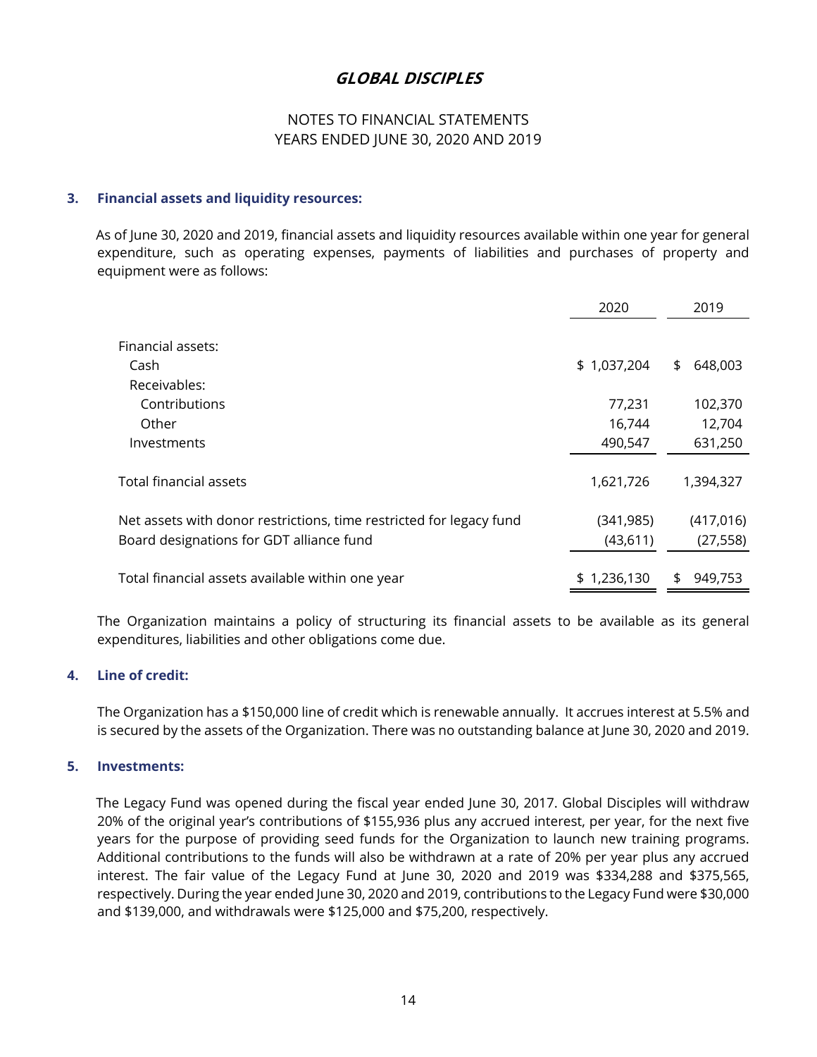# GLOBAL DISCIPLES

NOTES TO FINANCIAL STATEMENTS
YEARS ENDED JUNE 30, 2020 AND 2019

## 3. Financial assets and liquidity resources:

As of June 30, 2020 and 2019, financial assets and liquidity resources available within one year for general expenditure, such as operating expenses, payments of liabilities and purchases of property and equipment were as follows:

| | 2020 | 2019 |
|---|---|---|
| Financial assets: | | |
| Cash | $ 1,037,204 | $ 648,003 |
| Receivables: | | |
| Contributions | 77,231 | 102,370 |
| Other | 16,744 | 12,704 |
| Investments | 490,547 | 631,250 |
| Total financial assets | 1,621,726 | 1,394,327 |
| Net assets with donor restrictions, time restricted for legacy fund | (341,985) | (417,016) |
| Board designations for GDT alliance fund | (43,611) | (27,558) |
| Total financial assets available within one year | $ 1,236,130 | $ 949,753 |

The Organization maintains a policy of structuring its financial assets to be available as its general expenditures, liabilities and other obligations come due.

## 4. Line of credit:

The Organization has a $150,000 line of credit which is renewable annually. It accrues interest at 5.5% and is secured by the assets of the Organization. There was no outstanding balance at June 30, 2020 and 2019.

## 5. Investments:

The Legacy Fund was opened during the fiscal year ended June 30, 2017. Global Disciples will withdraw 20% of the original year's contributions of $155,936 plus any accrued interest, per year, for the next five years for the purpose of providing seed funds for the Organization to launch new training programs. Additional contributions to the funds will also be withdrawn at a rate of 20% per year plus any accrued interest. The fair value of the Legacy Fund at June 30, 2020 and 2019 was $334,288 and $375,565, respectively. During the year ended June 30, 2020 and 2019, contributions to the Legacy Fund were $30,000 and $139,000, and withdrawals were $125,000 and $75,200, respectively.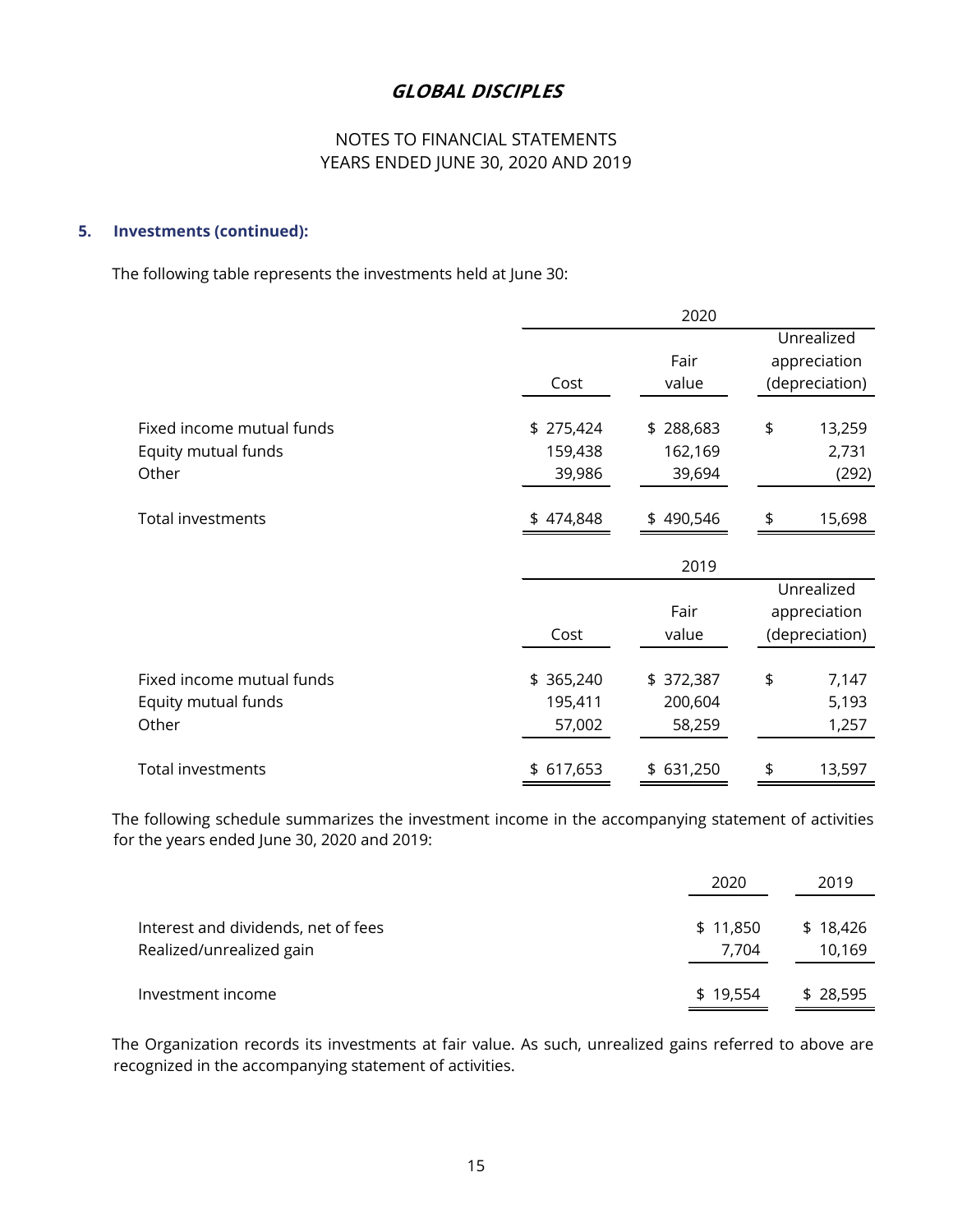# GLOBAL DISCIPLES

NOTES TO FINANCIAL STATEMENTS
YEARS ENDED JUNE 30, 2020 AND 2019

## 5. Investments (continued):

The following table represents the investments held at June 30:

| | 2020 | | |
|---|---|---|---|
| | Cost | Fair value | Unrealized appreciation (depreciation) |
| Fixed income mutual funds | $ 275,424 | $ 288,683 | $ 13,259 |
| Equity mutual funds | 159,438 | 162,169 | 2,731 |
| Other | 39,986 | 39,694 | (292) |
| Total investments | $ 474,848 | $ 490,546 | $ 15,698 |

| | 2019 | | |
|---|---|---|---|
| | Cost | Fair value | Unrealized appreciation (depreciation) |
| Fixed income mutual funds | $ 365,240 | $ 372,387 | $ 7,147 |
| Equity mutual funds | 195,411 | 200,604 | 5,193 |
| Other | 57,002 | 58,259 | 1,257 |
| Total investments | $ 617,653 | $ 631,250 | $ 13,597 |

The following schedule summarizes the investment income in the accompanying statement of activities for the years ended June 30, 2020 and 2019:

| | 2020 | 2019 |
|---|---|---|
| Interest and dividends, net of fees | $ 11,850 | $ 18,426 |
| Realized/unrealized gain | 7,704 | 10,169 |
| Investment income | $ 19,554 | $ 28,595 |

The Organization records its investments at fair value. As such, unrealized gains referred to above are recognized in the accompanying statement of activities.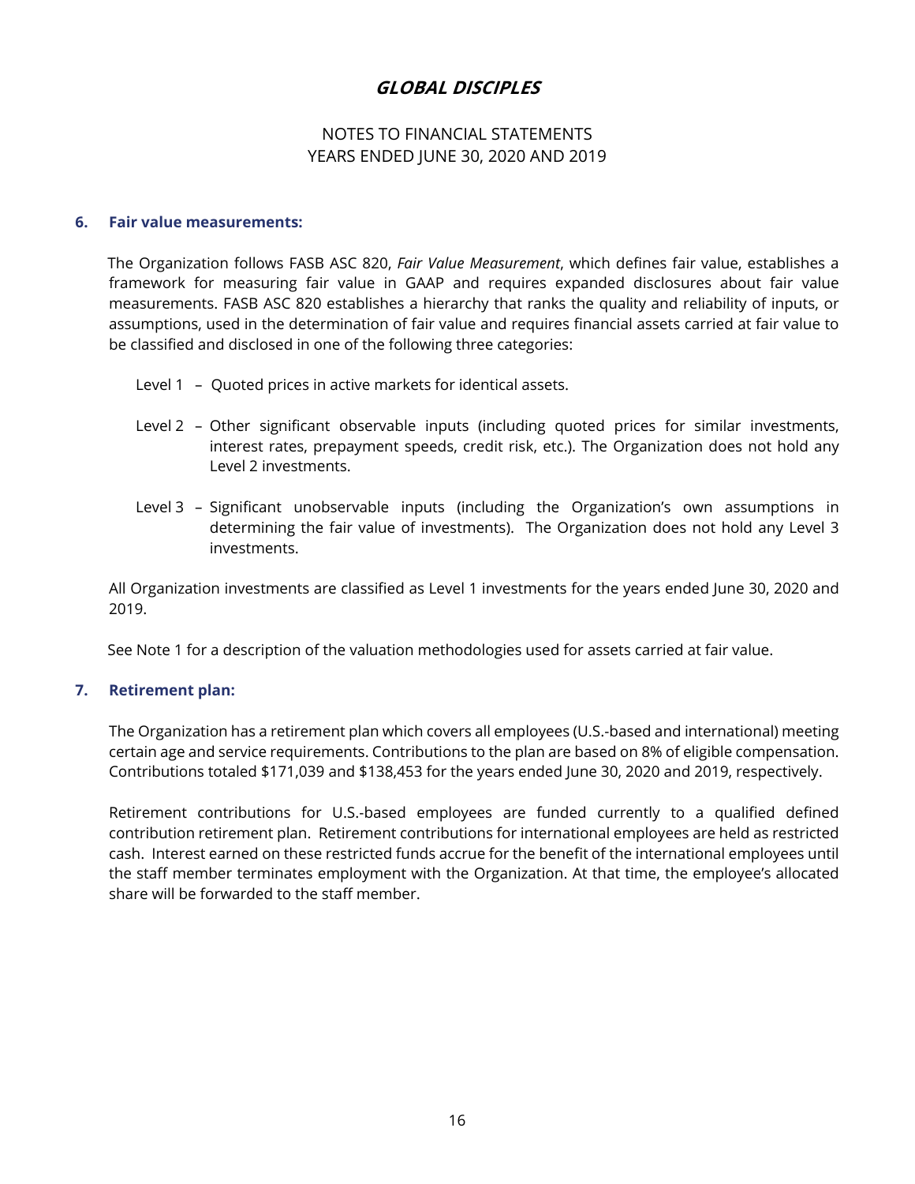# GLOBAL DISCIPLES

NOTES TO FINANCIAL STATEMENTS
YEARS ENDED JUNE 30, 2020 AND 2019

## 6. Fair value measurements:

The Organization follows FASB ASC 820, *Fair Value Measurement*, which defines fair value, establishes a framework for measuring fair value in GAAP and requires expanded disclosures about fair value measurements. FASB ASC 820 establishes a hierarchy that ranks the quality and reliability of inputs, or assumptions, used in the determination of fair value and requires financial assets carried at fair value to be classified and disclosed in one of the following three categories:

Level 1 – Quoted prices in active markets for identical assets.

Level 2 – Other significant observable inputs (including quoted prices for similar investments, interest rates, prepayment speeds, credit risk, etc.). The Organization does not hold any Level 2 investments.

Level 3 – Significant unobservable inputs (including the Organization's own assumptions in determining the fair value of investments). The Organization does not hold any Level 3 investments.

All Organization investments are classified as Level 1 investments for the years ended June 30, 2020 and 2019.

See Note 1 for a description of the valuation methodologies used for assets carried at fair value.

## 7. Retirement plan:

The Organization has a retirement plan which covers all employees (U.S.-based and international) meeting certain age and service requirements. Contributions to the plan are based on 8% of eligible compensation. Contributions totaled $171,039 and $138,453 for the years ended June 30, 2020 and 2019, respectively.

Retirement contributions for U.S.-based employees are funded currently to a qualified defined contribution retirement plan. Retirement contributions for international employees are held as restricted cash. Interest earned on these restricted funds accrue for the benefit of the international employees until the staff member terminates employment with the Organization. At that time, the employee's allocated share will be forwarded to the staff member.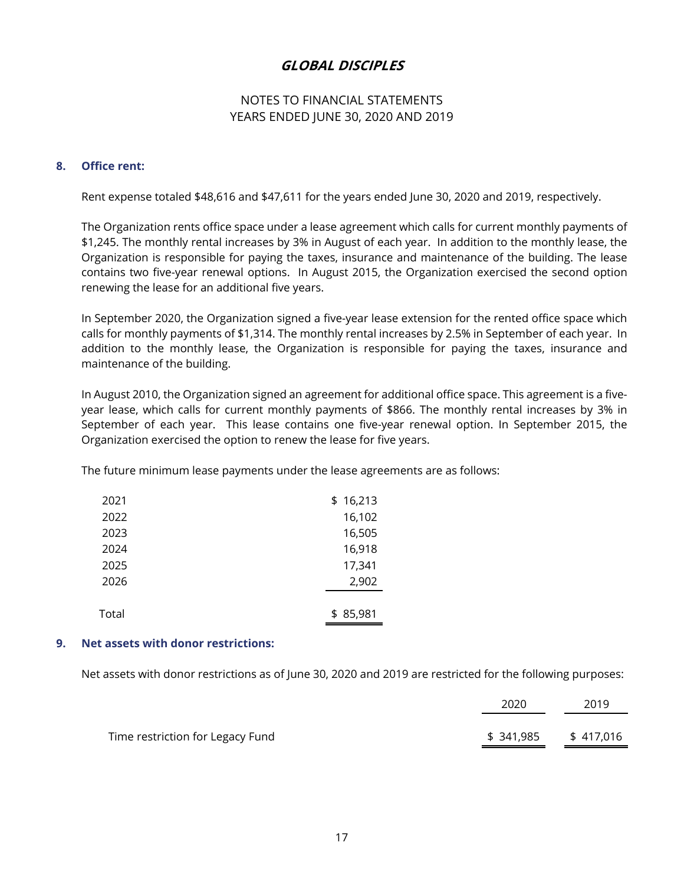# GLOBAL DISCIPLES

NOTES TO FINANCIAL STATEMENTS
YEARS ENDED JUNE 30, 2020 AND 2019

## 8. Office rent:

Rent expense totaled $48,616 and $47,611 for the years ended June 30, 2020 and 2019, respectively.

The Organization rents office space under a lease agreement which calls for current monthly payments of $1,245. The monthly rental increases by 3% in August of each year. In addition to the monthly lease, the Organization is responsible for paying the taxes, insurance and maintenance of the building. The lease contains two five-year renewal options. In August 2015, the Organization exercised the second option renewing the lease for an additional five years.

In September 2020, the Organization signed a five-year lease extension for the rented office space which calls for monthly payments of $1,314. The monthly rental increases by 2.5% in September of each year. In addition to the monthly lease, the Organization is responsible for paying the taxes, insurance and maintenance of the building.

In August 2010, the Organization signed an agreement for additional office space. This agreement is a five-year lease, which calls for current monthly payments of $866. The monthly rental increases by 3% in September of each year. This lease contains one five-year renewal option. In September 2015, the Organization exercised the option to renew the lease for five years.

The future minimum lease payments under the lease agreements are as follows:

| | |
|---|---|
| 2021 | $ 16,213 |
| 2022 | 16,102 |
| 2023 | 16,505 |
| 2024 | 16,918 |
| 2025 | 17,341 |
| 2026 | 2,902 |
| Total | $ 85,981 |

## 9. Net assets with donor restrictions:

Net assets with donor restrictions as of June 30, 2020 and 2019 are restricted for the following purposes:

| | 2020 | 2019 |
|---|---|---|
| Time restriction for Legacy Fund | $ 341,985 | $ 417,016 |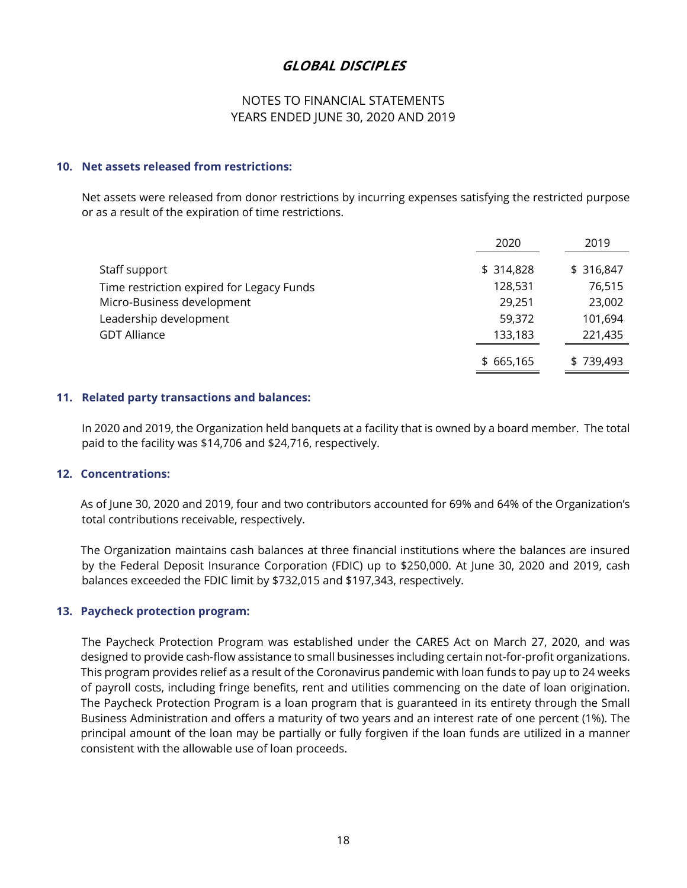# GLOBAL DISCIPLES

NOTES TO FINANCIAL STATEMENTS
YEARS ENDED JUNE 30, 2020 AND 2019

## 10. Net assets released from restrictions:

Net assets were released from donor restrictions by incurring expenses satisfying the restricted purpose or as a result of the expiration of time restrictions.

| | 2020 | 2019 |
|---|---|---|
| Staff support | $ 314,828 | $ 316,847 |
| Time restriction expired for Legacy Funds | 128,531 | 76,515 |
| Micro-Business development | 29,251 | 23,002 |
| Leadership development | 59,372 | 101,694 |
| GDT Alliance | 133,183 | 221,435 |
| | $ 665,165 | $ 739,493 |

## 11. Related party transactions and balances:

In 2020 and 2019, the Organization held banquets at a facility that is owned by a board member. The total paid to the facility was $14,706 and $24,716, respectively.

## 12. Concentrations:

As of June 30, 2020 and 2019, four and two contributors accounted for 69% and 64% of the Organization's total contributions receivable, respectively.

The Organization maintains cash balances at three financial institutions where the balances are insured by the Federal Deposit Insurance Corporation (FDIC) up to $250,000. At June 30, 2020 and 2019, cash balances exceeded the FDIC limit by $732,015 and $197,343, respectively.

## 13. Paycheck protection program:

The Paycheck Protection Program was established under the CARES Act on March 27, 2020, and was designed to provide cash-flow assistance to small businesses including certain not-for-profit organizations. This program provides relief as a result of the Coronavirus pandemic with loan funds to pay up to 24 weeks of payroll costs, including fringe benefits, rent and utilities commencing on the date of loan origination. The Paycheck Protection Program is a loan program that is guaranteed in its entirety through the Small Business Administration and offers a maturity of two years and an interest rate of one percent (1%). The principal amount of the loan may be partially or fully forgiven if the loan funds are utilized in a manner consistent with the allowable use of loan proceeds.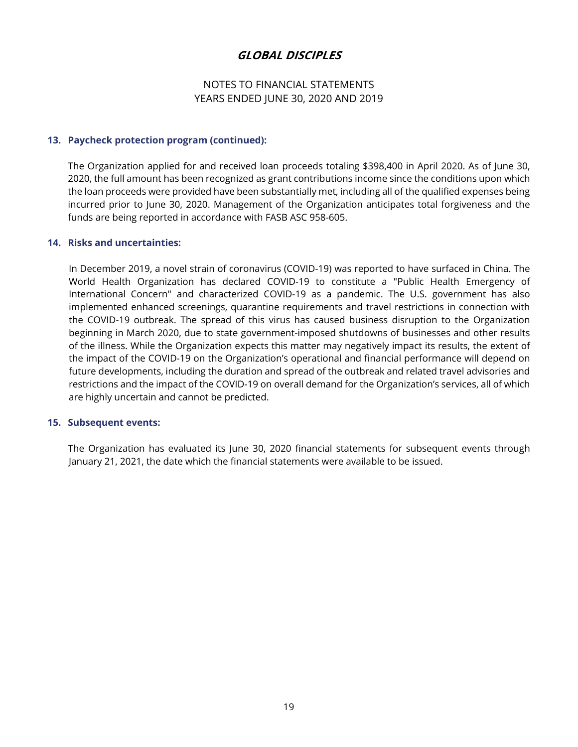# GLOBAL DISCIPLES

NOTES TO FINANCIAL STATEMENTS
YEARS ENDED JUNE 30, 2020 AND 2019

### 13. Paycheck protection program (continued):

The Organization applied for and received loan proceeds totaling $398,400 in April 2020. As of June 30, 2020, the full amount has been recognized as grant contributions income since the conditions upon which the loan proceeds were provided have been substantially met, including all of the qualified expenses being incurred prior to June 30, 2020. Management of the Organization anticipates total forgiveness and the funds are being reported in accordance with FASB ASC 958-605.

### 14. Risks and uncertainties:

In December 2019, a novel strain of coronavirus (COVID-19) was reported to have surfaced in China. The World Health Organization has declared COVID-19 to constitute a "Public Health Emergency of International Concern" and characterized COVID-19 as a pandemic. The U.S. government has also implemented enhanced screenings, quarantine requirements and travel restrictions in connection with the COVID-19 outbreak. The spread of this virus has caused business disruption to the Organization beginning in March 2020, due to state government-imposed shutdowns of businesses and other results of the illness. While the Organization expects this matter may negatively impact its results, the extent of the impact of the COVID-19 on the Organization's operational and financial performance will depend on future developments, including the duration and spread of the outbreak and related travel advisories and restrictions and the impact of the COVID-19 on overall demand for the Organization's services, all of which are highly uncertain and cannot be predicted.

### 15. Subsequent events:

The Organization has evaluated its June 30, 2020 financial statements for subsequent events through January 21, 2021, the date which the financial statements were available to be issued.